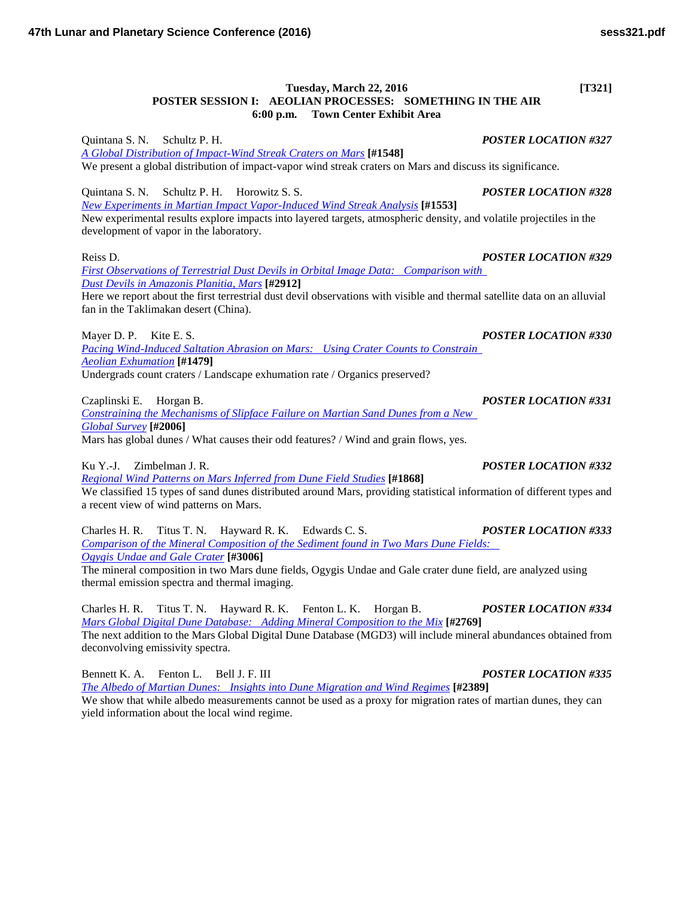**Tuesday, March 22, 2016** **[T321]**

## POSTER SESSION I: AEOLIAN PROCESSES: SOMETHING IN THE AIR

**6:00 p.m. Town Center Exhibit Area**

Quintana S. N. Schultz P. H. ***POSTER LOCATION #327***
*A Global Distribution of Impact-Wind Streak Craters on Mars* **[#1548]**
We present a global distribution of impact-vapor wind streak craters on Mars and discuss its significance.

Quintana S. N. Schultz P. H. Horowitz S. S. ***POSTER LOCATION #328***
*New Experiments in Martian Impact Vapor-Induced Wind Streak Analysis* **[#1553]**
New experimental results explore impacts into layered targets, atmospheric density, and volatile projectiles in the development of vapor in the laboratory.

Reiss D. ***POSTER LOCATION #329***
*First Observations of Terrestrial Dust Devils in Orbital Image Data: Comparison with Dust Devils in Amazonis Planitia, Mars* **[#2912]**
Here we report about the first terrestrial dust devil observations with visible and thermal satellite data on an alluvial fan in the Taklimakan desert (China).

Mayer D. P. Kite E. S. ***POSTER LOCATION #330***
*Pacing Wind-Induced Saltation Abrasion on Mars: Using Crater Counts to Constrain Aeolian Exhumation* **[#1479]**
Undergrads count craters / Landscape exhumation rate / Organics preserved?

Czaplinski E. Horgan B. ***POSTER LOCATION #331***
*Constraining the Mechanisms of Slipface Failure on Martian Sand Dunes from a New Global Survey* **[#2006]**
Mars has global dunes / What causes their odd features? / Wind and grain flows, yes.

Ku Y.-J. Zimbelman J. R. ***POSTER LOCATION #332***
*Regional Wind Patterns on Mars Inferred from Dune Field Studies* **[#1868]**
We classified 15 types of sand dunes distributed around Mars, providing statistical information of different types and a recent view of wind patterns on Mars.

Charles H. R. Titus T. N. Hayward R. K. Edwards C. S. ***POSTER LOCATION #333***
*Comparison of the Mineral Composition of the Sediment found in Two Mars Dune Fields: Ogygis Undae and Gale Crater* **[#3006]**
The mineral composition in two Mars dune fields, Ogygis Undae and Gale crater dune field, are analyzed using thermal emission spectra and thermal imaging.

Charles H. R. Titus T. N. Hayward R. K. Fenton L. K. Horgan B. ***POSTER LOCATION #334***
*Mars Global Digital Dune Database: Adding Mineral Composition to the Mix* **[#2769]**
The next addition to the Mars Global Digital Dune Database (MGD3) will include mineral abundances obtained from deconvolving emissivity spectra.

Bennett K. A. Fenton L. Bell J. F. III ***POSTER LOCATION #335***
*The Albedo of Martian Dunes: Insights into Dune Migration and Wind Regimes* **[#2389]**
We show that while albedo measurements cannot be used as a proxy for migration rates of martian dunes, they can yield information about the local wind regime.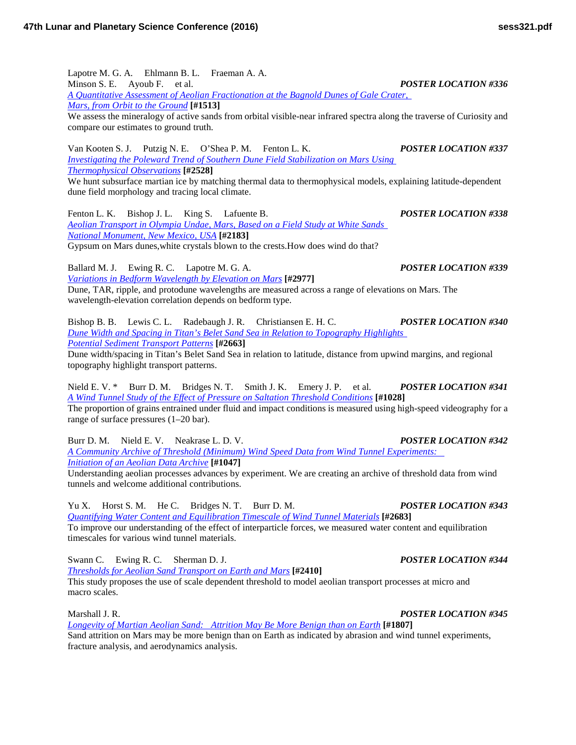Lapotre M. G. A. Ehlmann B. L. Fraeman A. A. Minson S. E. Ayoub F. et al. ***POSTER LOCATION #336***
*A Quantitative Assessment of Aeolian Fractionation at the Bagnold Dunes of Gale Crater, Mars, from Orbit to the Ground* **[#1513]**
We assess the mineralogy of active sands from orbital visible-near infrared spectra along the traverse of Curiosity and compare our estimates to ground truth.

Van Kooten S. J. Putzig N. E. O'Shea P. M. Fenton L. K. ***POSTER LOCATION #337***
*Investigating the Poleward Trend of Southern Dune Field Stabilization on Mars Using Thermophysical Observations* **[#2528]**
We hunt subsurface martian ice by matching thermal data to thermophysical models, explaining latitude-dependent dune field morphology and tracing local climate.

Fenton L. K. Bishop J. L. King S. Lafuente B. ***POSTER LOCATION #338***
*Aeolian Transport in Olympia Undae, Mars, Based on a Field Study at White Sands National Monument, New Mexico, USA* **[#2183]**
Gypsum on Mars dunes,white crystals blown to the crests.How does wind do that?

Ballard M. J. Ewing R. C. Lapotre M. G. A. ***POSTER LOCATION #339***
*Variations in Bedform Wavelength by Elevation on Mars* **[#2977]**
Dune, TAR, ripple, and protodune wavelengths are measured across a range of elevations on Mars. The wavelength-elevation correlation depends on bedform type.

Bishop B. B. Lewis C. L. Radebaugh J. R. Christiansen E. H. C. ***POSTER LOCATION #340***
*Dune Width and Spacing in Titan's Belet Sand Sea in Relation to Topography Highlights Potential Sediment Transport Patterns* **[#2663]**
Dune width/spacing in Titan's Belet Sand Sea in relation to latitude, distance from upwind margins, and regional topography highlight transport patterns.

Nield E. V. * Burr D. M. Bridges N. T. Smith J. K. Emery J. P. et al. ***POSTER LOCATION #341***
*A Wind Tunnel Study of the Effect of Pressure on Saltation Threshold Conditions* **[#1028]**
The proportion of grains entrained under fluid and impact conditions is measured using high-speed videography for a range of surface pressures (1–20 bar).

Burr D. M. Nield E. V. Neakrase L. D. V. ***POSTER LOCATION #342***
*A Community Archive of Threshold (Minimum) Wind Speed Data from Wind Tunnel Experiments: Initiation of an Aeolian Data Archive* **[#1047]**
Understanding aeolian processes advances by experiment. We are creating an archive of threshold data from wind tunnels and welcome additional contributions.

Yu X. Horst S. M. He C. Bridges N. T. Burr D. M. ***POSTER LOCATION #343***
*Quantifying Water Content and Equilibration Timescale of Wind Tunnel Materials* **[#2683]**
To improve our understanding of the effect of interparticle forces, we measured water content and equilibration timescales for various wind tunnel materials.

Swann C. Ewing R. C. Sherman D. J. ***POSTER LOCATION #344***
*Thresholds for Aeolian Sand Transport on Earth and Mars* **[#2410]**
This study proposes the use of scale dependent threshold to model aeolian transport processes at micro and macro scales.

Marshall J. R. ***POSTER LOCATION #345***
*Longevity of Martian Aeolian Sand: Attrition May Be More Benign than on Earth* **[#1807]**
Sand attrition on Mars may be more benign than on Earth as indicated by abrasion and wind tunnel experiments, fracture analysis, and aerodynamics analysis.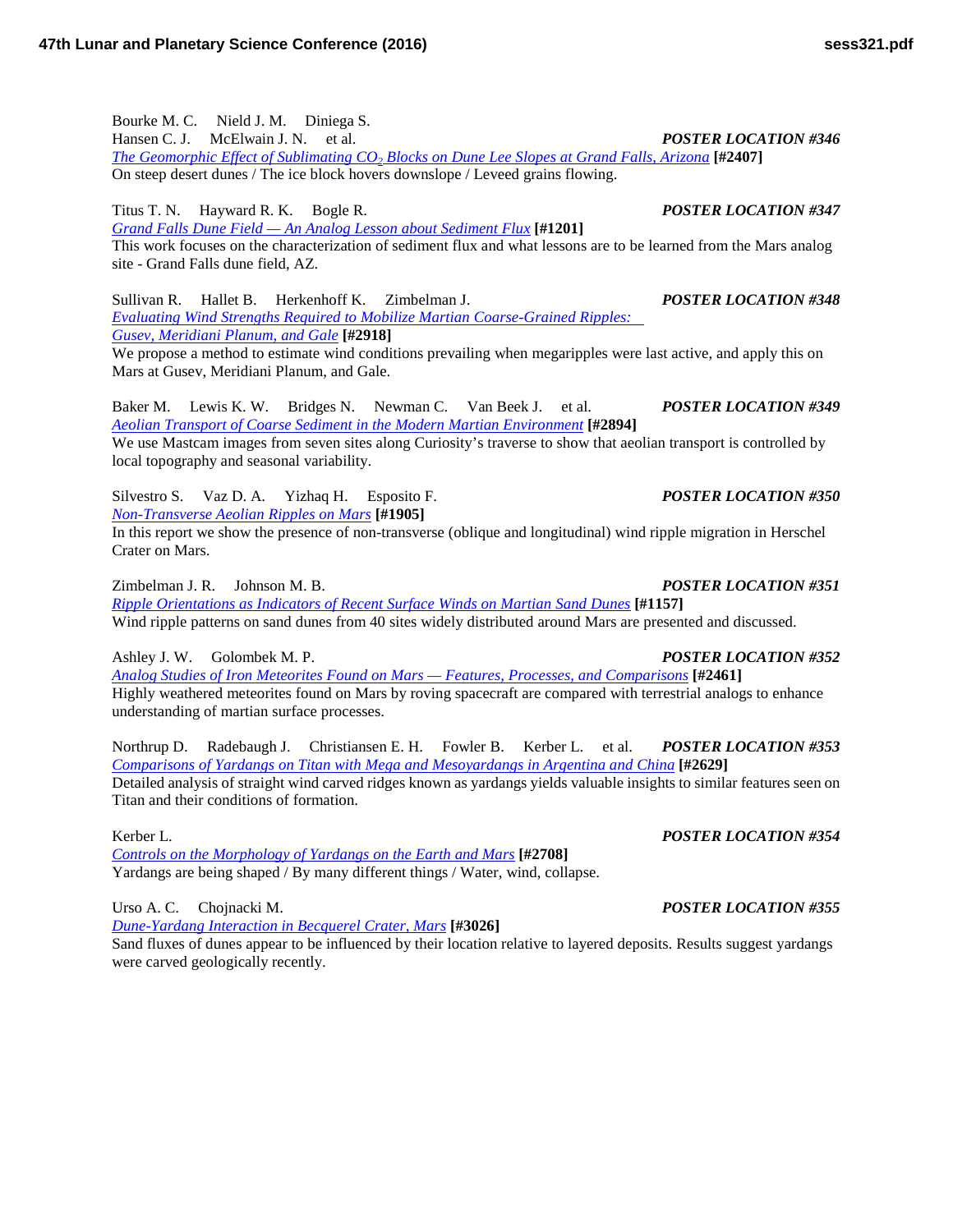Bourke M. C. Nield J. M. Diniega S.
Hansen C. J. McElwain J. N. et al. ***POSTER LOCATION #346***
*The Geomorphic Effect of Sublimating $CO_2$ Blocks on Dune Lee Slopes at Grand Falls, Arizona* **[#2407]**
On steep desert dunes / The ice block hovers downslope / Leveed grains flowing.

Titus T. N. Hayward R. K. Bogle R. ***POSTER LOCATION #347***
*Grand Falls Dune Field — An Analog Lesson about Sediment Flux* **[#1201]**
This work focuses on the characterization of sediment flux and what lessons are to be learned from the Mars analog site - Grand Falls dune field, AZ.

Sullivan R. Hallet B. Herkenhoff K. Zimbelman J. ***POSTER LOCATION #348***
*Evaluating Wind Strengths Required to Mobilize Martian Coarse-Grained Ripples: Gusev, Meridiani Planum, and Gale* **[#2918]**
We propose a method to estimate wind conditions prevailing when megaripples were last active, and apply this on Mars at Gusev, Meridiani Planum, and Gale.

Baker M. Lewis K. W. Bridges N. Newman C. Van Beek J. et al. ***POSTER LOCATION #349***
*Aeolian Transport of Coarse Sediment in the Modern Martian Environment* **[#2894]**
We use Mastcam images from seven sites along Curiosity's traverse to show that aeolian transport is controlled by local topography and seasonal variability.

Silvestro S. Vaz D. A. Yizhaq H. Esposito F. ***POSTER LOCATION #350***
*Non-Transverse Aeolian Ripples on Mars* **[#1905]**
In this report we show the presence of non-transverse (oblique and longitudinal) wind ripple migration in Herschel Crater on Mars.

Zimbelman J. R. Johnson M. B. ***POSTER LOCATION #351***
*Ripple Orientations as Indicators of Recent Surface Winds on Martian Sand Dunes* **[#1157]**
Wind ripple patterns on sand dunes from 40 sites widely distributed around Mars are presented and discussed.

Ashley J. W. Golombek M. P. ***POSTER LOCATION #352***
*Analog Studies of Iron Meteorites Found on Mars — Features, Processes, and Comparisons* **[#2461]**
Highly weathered meteorites found on Mars by roving spacecraft are compared with terrestrial analogs to enhance understanding of martian surface processes.

Northrup D. Radebaugh J. Christiansen E. H. Fowler B. Kerber L. et al. ***POSTER LOCATION #353***
*Comparisons of Yardangs on Titan with Mega and Mesoyardangs in Argentina and China* **[#2629]**
Detailed analysis of straight wind carved ridges known as yardangs yields valuable insights to similar features seen on Titan and their conditions of formation.

Kerber L. ***POSTER LOCATION #354***
*Controls on the Morphology of Yardangs on the Earth and Mars* **[#2708]**
Yardangs are being shaped / By many different things / Water, wind, collapse.

Urso A. C. Chojnacki M. ***POSTER LOCATION #355***
*Dune-Yardang Interaction in Becquerel Crater, Mars* **[#3026]**
Sand fluxes of dunes appear to be influenced by their location relative to layered deposits. Results suggest yardangs were carved geologically recently.